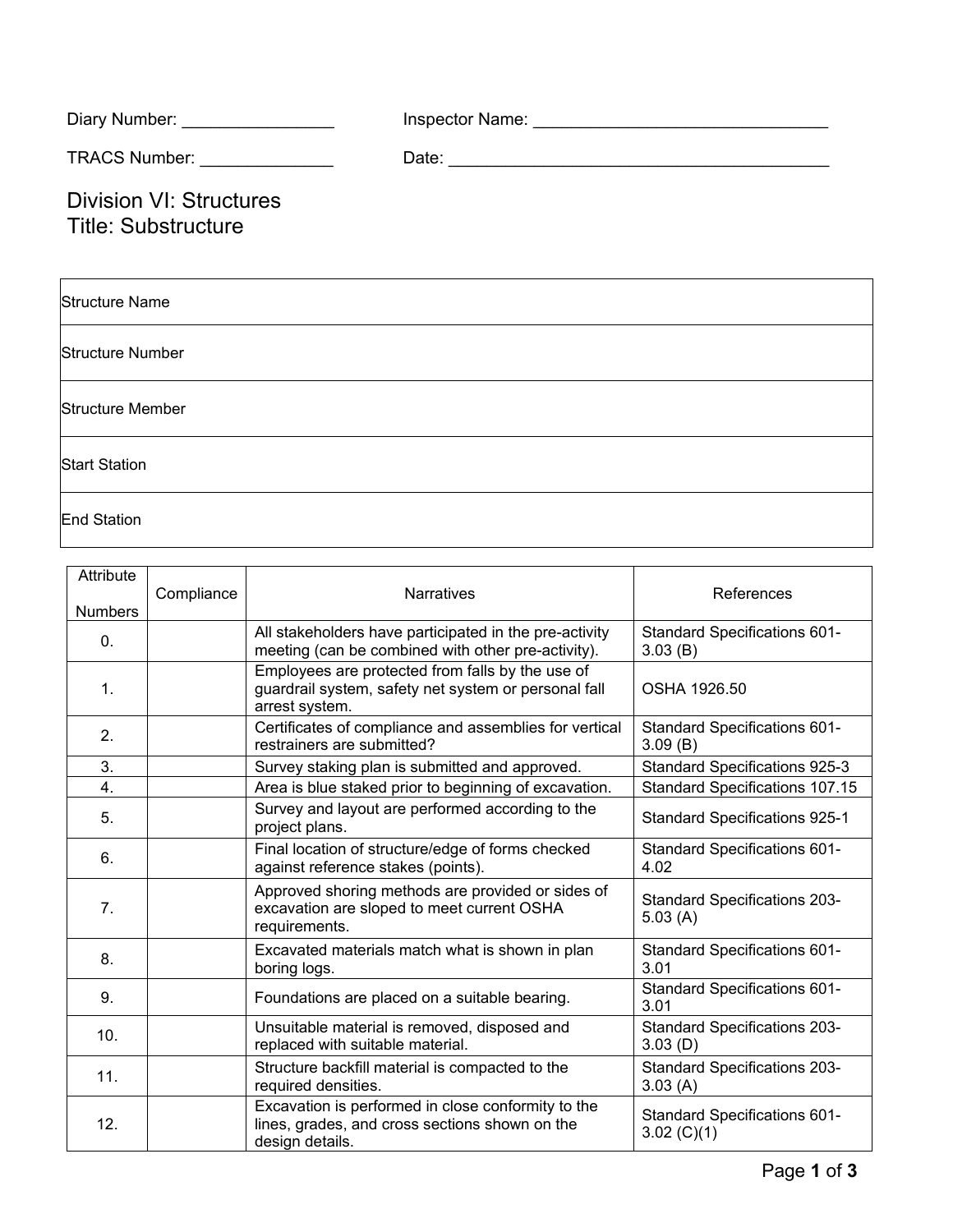Diary Number: ________________ Inspector Name: _______________________________

TRACS Number: ______________ Date: _________________________________________

# Division VI: Structures
# Title: Substructure

| | |
|---|---|
| Structure Name | |
| Structure Number | |
| Structure Member | |
| Start Station | |
| End Station | |

| Attribute Numbers | Compliance | Narratives | References |
|---|---|---|---|
| 0. | | All stakeholders have participated in the pre-activity meeting (can be combined with other pre-activity). | Standard Specifications 601-3.03 (B) |
| 1. | | Employees are protected from falls by the use of guardrail system, safety net system or personal fall arrest system. | OSHA 1926.50 |
| 2. | | Certificates of compliance and assemblies for vertical restrainers are submitted? | Standard Specifications 601-3.09 (B) |
| 3. | | Survey staking plan is submitted and approved. | Standard Specifications 925-3 |
| 4. | | Area is blue staked prior to beginning of excavation. | Standard Specifications 107.15 |
| 5. | | Survey and layout are performed according to the project plans. | Standard Specifications 925-1 |
| 6. | | Final location of structure/edge of forms checked against reference stakes (points). | Standard Specifications 601-4.02 |
| 7. | | Approved shoring methods are provided or sides of excavation are sloped to meet current OSHA requirements. | Standard Specifications 203-5.03 (A) |
| 8. | | Excavated materials match what is shown in plan boring logs. | Standard Specifications 601-3.01 |
| 9. | | Foundations are placed on a suitable bearing. | Standard Specifications 601-3.01 |
| 10. | | Unsuitable material is removed, disposed and replaced with suitable material. | Standard Specifications 203-3.03 (D) |
| 11. | | Structure backfill material is compacted to the required densities. | Standard Specifications 203-3.03 (A) |
| 12. | | Excavation is performed in close conformity to the lines, grades, and cross sections shown on the design details. | Standard Specifications 601-3.02 (C)(1) |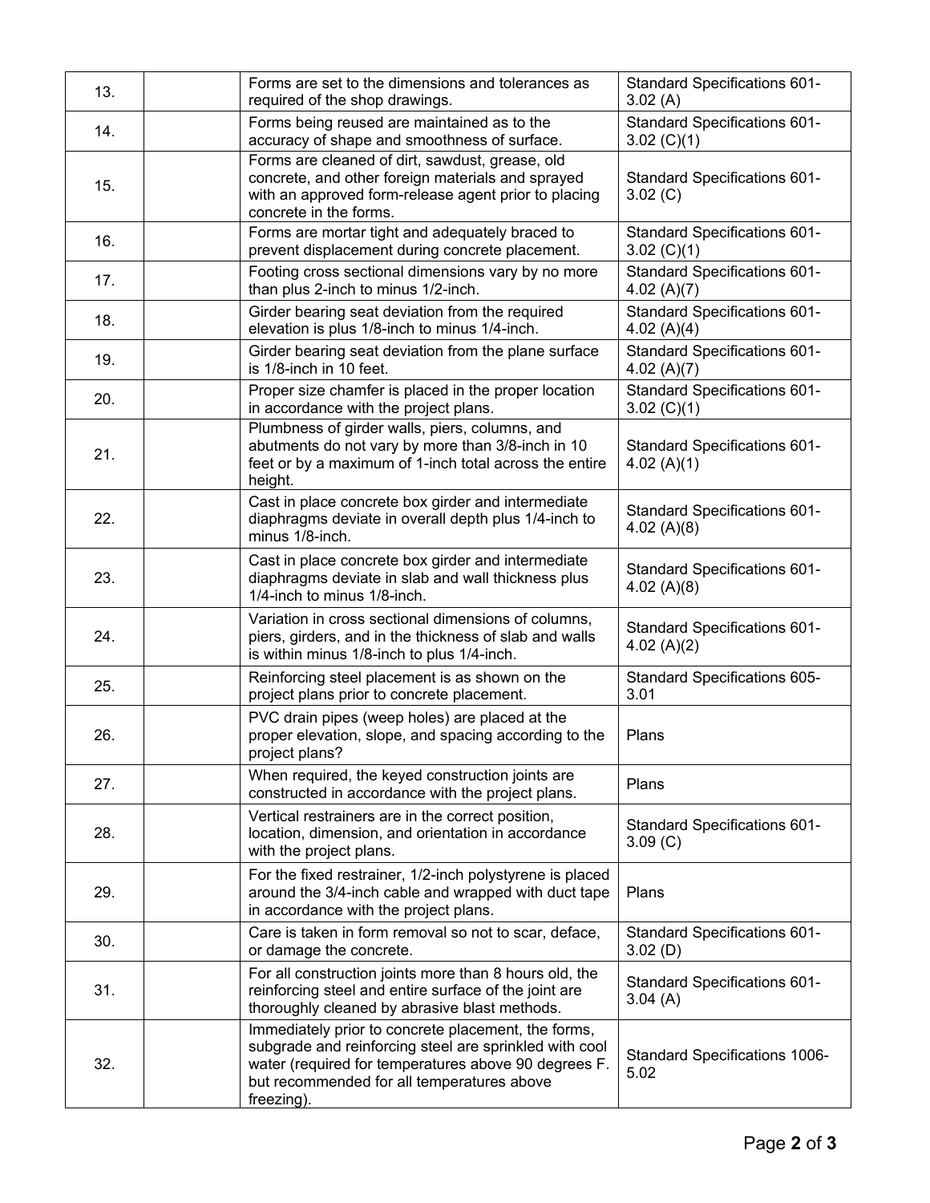| | | | |
|---|---|---|---|
| 13. | | Forms are set to the dimensions and tolerances as required of the shop drawings. | Standard Specifications 601-3.02 (A) |
| 14. | | Forms being reused are maintained as to the accuracy of shape and smoothness of surface. | Standard Specifications 601-3.02 (C)(1) |
| 15. | | Forms are cleaned of dirt, sawdust, grease, old concrete, and other foreign materials and sprayed with an approved form-release agent prior to placing concrete in the forms. | Standard Specifications 601-3.02 (C) |
| 16. | | Forms are mortar tight and adequately braced to prevent displacement during concrete placement. | Standard Specifications 601-3.02 (C)(1) |
| 17. | | Footing cross sectional dimensions vary by no more than plus 2-inch to minus 1/2-inch. | Standard Specifications 601-4.02 (A)(7) |
| 18. | | Girder bearing seat deviation from the required elevation is plus 1/8-inch to minus 1/4-inch. | Standard Specifications 601-4.02 (A)(4) |
| 19. | | Girder bearing seat deviation from the plane surface is 1/8-inch in 10 feet. | Standard Specifications 601-4.02 (A)(7) |
| 20. | | Proper size chamfer is placed in the proper location in accordance with the project plans. | Standard Specifications 601-3.02 (C)(1) |
| 21. | | Plumbness of girder walls, piers, columns, and abutments do not vary by more than 3/8-inch in 10 feet or by a maximum of 1-inch total across the entire height. | Standard Specifications 601-4.02 (A)(1) |
| 22. | | Cast in place concrete box girder and intermediate diaphragms deviate in overall depth plus 1/4-inch to minus 1/8-inch. | Standard Specifications 601-4.02 (A)(8) |
| 23. | | Cast in place concrete box girder and intermediate diaphragms deviate in slab and wall thickness plus 1/4-inch to minus 1/8-inch. | Standard Specifications 601-4.02 (A)(8) |
| 24. | | Variation in cross sectional dimensions of columns, piers, girders, and in the thickness of slab and walls is within minus 1/8-inch to plus 1/4-inch. | Standard Specifications 601-4.02 (A)(2) |
| 25. | | Reinforcing steel placement is as shown on the project plans prior to concrete placement. | Standard Specifications 605-3.01 |
| 26. | | PVC drain pipes (weep holes) are placed at the proper elevation, slope, and spacing according to the project plans? | Plans |
| 27. | | When required, the keyed construction joints are constructed in accordance with the project plans. | Plans |
| 28. | | Vertical restrainers are in the correct position, location, dimension, and orientation in accordance with the project plans. | Standard Specifications 601-3.09 (C) |
| 29. | | For the fixed restrainer, 1/2-inch polystyrene is placed around the 3/4-inch cable and wrapped with duct tape in accordance with the project plans. | Plans |
| 30. | | Care is taken in form removal so not to scar, deface, or damage the concrete. | Standard Specifications 601-3.02 (D) |
| 31. | | For all construction joints more than 8 hours old, the reinforcing steel and entire surface of the joint are thoroughly cleaned by abrasive blast methods. | Standard Specifications 601-3.04 (A) |
| 32. | | Immediately prior to concrete placement, the forms, subgrade and reinforcing steel are sprinkled with cool water (required for temperatures above 90 degrees F. but recommended for all temperatures above freezing). | Standard Specifications 1006-5.02 |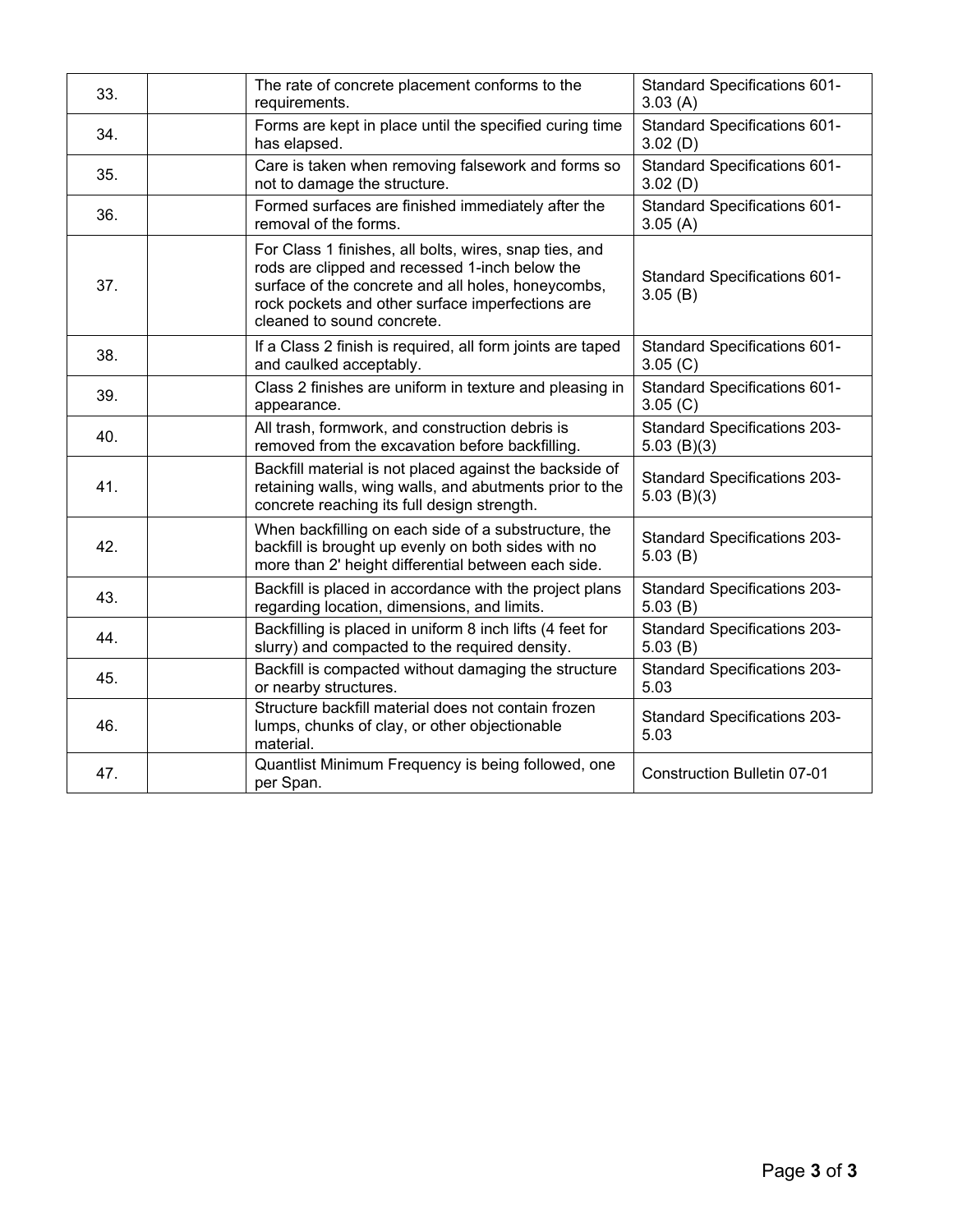| | | | |
|---|---|---|---|
| 33. | | The rate of concrete placement conforms to the requirements. | Standard Specifications 601-3.03 (A) |
| 34. | | Forms are kept in place until the specified curing time has elapsed. | Standard Specifications 601-3.02 (D) |
| 35. | | Care is taken when removing falsework and forms so not to damage the structure. | Standard Specifications 601-3.02 (D) |
| 36. | | Formed surfaces are finished immediately after the removal of the forms. | Standard Specifications 601-3.05 (A) |
| 37. | | For Class 1 finishes, all bolts, wires, snap ties, and rods are clipped and recessed 1-inch below the surface of the concrete and all holes, honeycombs, rock pockets and other surface imperfections are cleaned to sound concrete. | Standard Specifications 601-3.05 (B) |
| 38. | | If a Class 2 finish is required, all form joints are taped and caulked acceptably. | Standard Specifications 601-3.05 (C) |
| 39. | | Class 2 finishes are uniform in texture and pleasing in appearance. | Standard Specifications 601-3.05 (C) |
| 40. | | All trash, formwork, and construction debris is removed from the excavation before backfilling. | Standard Specifications 203-5.03 (B)(3) |
| 41. | | Backfill material is not placed against the backside of retaining walls, wing walls, and abutments prior to the concrete reaching its full design strength. | Standard Specifications 203-5.03 (B)(3) |
| 42. | | When backfilling on each side of a substructure, the backfill is brought up evenly on both sides with no more than 2' height differential between each side. | Standard Specifications 203-5.03 (B) |
| 43. | | Backfill is placed in accordance with the project plans regarding location, dimensions, and limits. | Standard Specifications 203-5.03 (B) |
| 44. | | Backfilling is placed in uniform 8 inch lifts (4 feet for slurry) and compacted to the required density. | Standard Specifications 203-5.03 (B) |
| 45. | | Backfill is compacted without damaging the structure or nearby structures. | Standard Specifications 203-5.03 |
| 46. | | Structure backfill material does not contain frozen lumps, chunks of clay, or other objectionable material. | Standard Specifications 203-5.03 |
| 47. | | Quantlist Minimum Frequency is being followed, one per Span. | Construction Bulletin 07-01 |